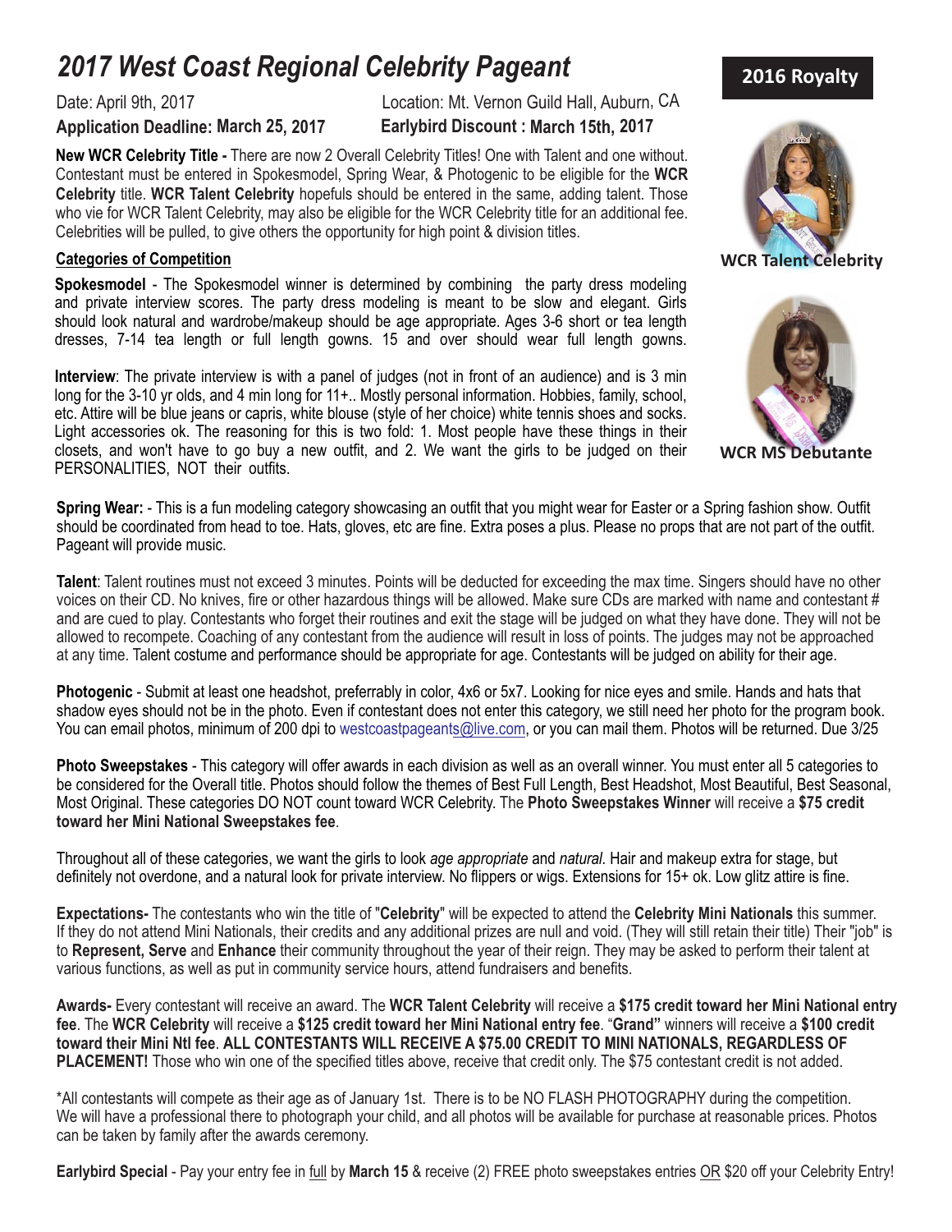# *2017 West Coast Regional Celebrity Pageant*

Date: April 9th, 2017 Location: Mt. Vernon Guild Hall, Auburn, CA

**Application Deadline: March 25, 2017** **Earlybird Discount : March 15th, 2017**

**2016 Royalty**

**WCR Talent Celebrity**

**WCR MS Debutante**

**New WCR Celebrity Title -** There are now 2 Overall Celebrity Titles! One with Talent and one without. Contestant must be entered in Spokesmodel, Spring Wear, & Photogenic to be eligible for the **WCR Celebrity** title. **WCR Talent Celebrity** hopefuls should be entered in the same, adding talent. Those who vie for WCR Talent Celebrity, may also be eligible for the WCR Celebrity title for an additional fee. Celebrities will be pulled, to give others the opportunity for high point & division titles.

**Categories of Competition**

**Spokesmodel** - The Spokesmodel winner is determined by combining the party dress modeling and private interview scores. The party dress modeling is meant to be slow and elegant. Girls should look natural and wardrobe/makeup should be age appropriate. Ages 3-6 short or tea length dresses, 7-14 tea length or full length gowns. 15 and over should wear full length gowns.

**Interview**: The private interview is with a panel of judges (not in front of an audience) and is 3 min long for the 3-10 yr olds, and 4 min long for 11+.. Mostly personal information. Hobbies, family, school, etc. Attire will be blue jeans or capris, white blouse (style of her choice) white tennis shoes and socks. Light accessories ok. The reasoning for this is two fold: 1. Most people have these things in their closets, and won't have to go buy a new outfit, and 2. We want the girls to be judged on their PERSONALITIES, NOT their outfits.

**Spring Wear:** - This is a fun modeling category showcasing an outfit that you might wear for Easter or a Spring fashion show. Outfit should be coordinated from head to toe. Hats, gloves, etc are fine. Extra poses a plus. Please no props that are not part of the outfit. Pageant will provide music.

**Talent**: Talent routines must not exceed 3 minutes. Points will be deducted for exceeding the max time. Singers should have no other voices on their CD. No knives, fire or other hazardous things will be allowed. Make sure CDs are marked with name and contestant # and are cued to play. Contestants who forget their routines and exit the stage will be judged on what they have done. They will not be allowed to recompete. Coaching of any contestant from the audience will result in loss of points. The judges may not be approached at any time. Talent costume and performance should be appropriate for age. Contestants will be judged on ability for their age.

**Photogenic** - Submit at least one headshot, preferrably in color, 4x6 or 5x7. Looking for nice eyes and smile. Hands and hats that shadow eyes should not be in the photo. Even if contestant does not enter this category, we still need her photo for the program book. You can email photos, minimum of 200 dpi to westcoastpageants@live.com, or you can mail them. Photos will be returned. Due 3/25

**Photo Sweepstakes** - This category will offer awards in each division as well as an overall winner. You must enter all 5 categories to be considered for the Overall title. Photos should follow the themes of Best Full Length, Best Headshot, Most Beautiful, Best Seasonal, Most Original. These categories DO NOT count toward WCR Celebrity. The **Photo Sweepstakes Winner** will receive a **$75 credit toward her Mini National Sweepstakes fee**.

Throughout all of these categories, we want the girls to look *age appropriate* and *natural*. Hair and makeup extra for stage, but definitely not overdone, and a natural look for private interview. No flippers or wigs. Extensions for 15+ ok. Low glitz attire is fine.

**Expectations-** The contestants who win the title of "**Celebrity**" will be expected to attend the **Celebrity Mini Nationals** this summer. If they do not attend Mini Nationals, their credits and any additional prizes are null and void. (They will still retain their title) Their "job" is to **Represent, Serve** and **Enhance** their community throughout the year of their reign. They may be asked to perform their talent at various functions, as well as put in community service hours, attend fundraisers and benefits.

**Awards-** Every contestant will receive an award. The **WCR Talent Celebrity** will receive a **$175 credit toward her Mini National entry fee**. The **WCR Celebrity** will receive a **$125 credit toward her Mini National entry fee**. "**Grand"** winners will receive a **$100 credit toward their Mini Ntl fee**. **ALL CONTESTANTS WILL RECEIVE A $75.00 CREDIT TO MINI NATIONALS, REGARDLESS OF PLACEMENT!** Those who win one of the specified titles above, receive that credit only. The $75 contestant credit is not added.

*All contestants will compete as their age as of January 1st. There is to be NO FLASH PHOTOGRAPHY during the competition. We will have a professional there to photograph your child, and all photos will be available for purchase at reasonable prices. Photos can be taken by family after the awards ceremony.

**Earlybird Special** - Pay your entry fee in <u>full</u> by **March 15** & receive (2) FREE photo sweepstakes entries <u>OR</u> $20 off your Celebrity Entry!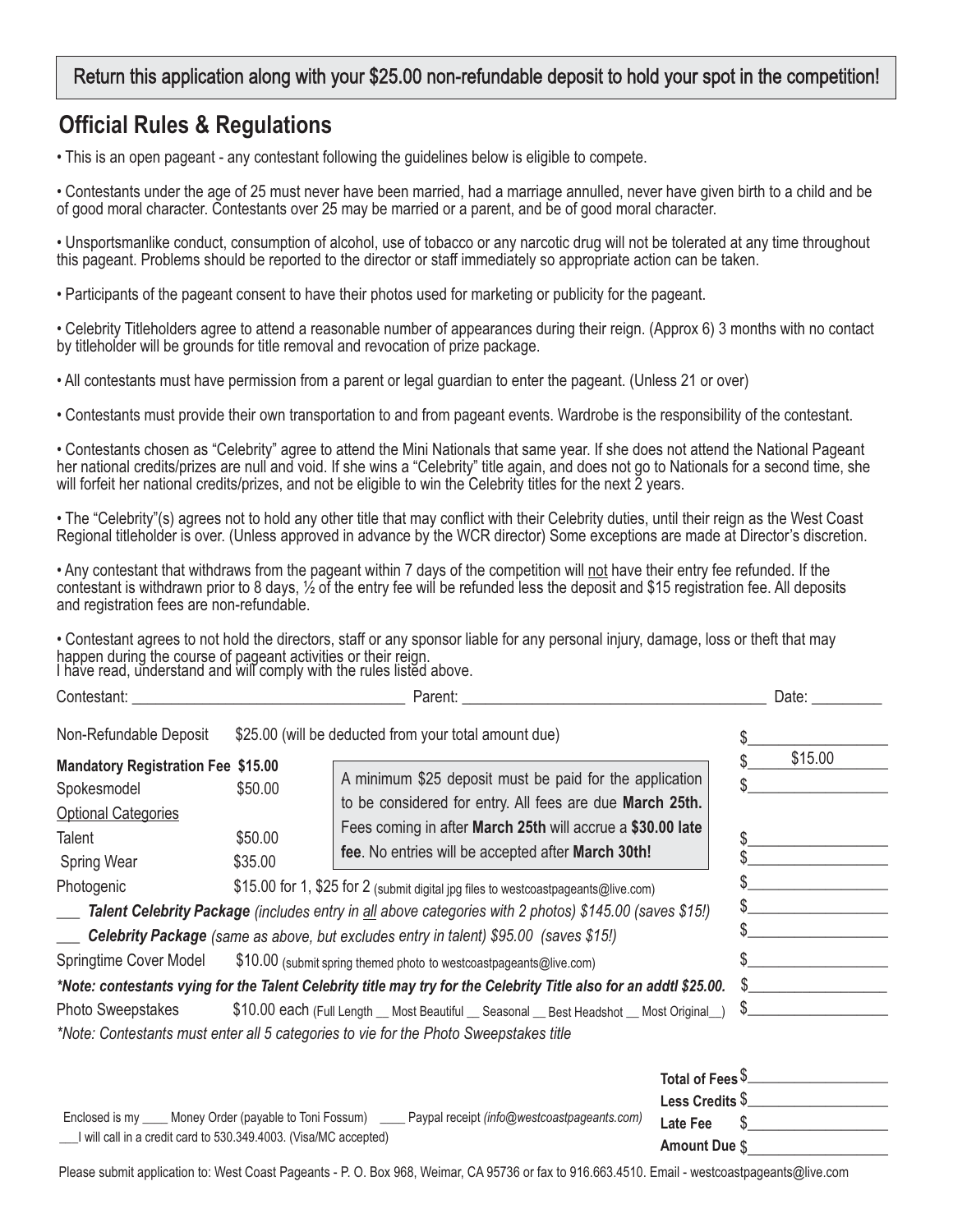**Return this application along with your $25.00 non-refundable deposit to hold your spot in the competition!**

## Official Rules & Regulations

- This is an open pageant - any contestant following the guidelines below is eligible to compete.

- Contestants under the age of 25 must never have been married, had a marriage annulled, never have given birth to a child and be of good moral character. Contestants over 25 may be married or a parent, and be of good moral character.

- Unsportsmanlike conduct, consumption of alcohol, use of tobacco or any narcotic drug will not be tolerated at any time throughout this pageant. Problems should be reported to the director or staff immediately so appropriate action can be taken.

- Participants of the pageant consent to have their photos used for marketing or publicity for the pageant.

- Celebrity Titleholders agree to attend a reasonable number of appearances during their reign. (Approx 6) 3 months with no contact by titleholder will be grounds for title removal and revocation of prize package.

- All contestants must have permission from a parent or legal guardian to enter the pageant. (Unless 21 or over)

- Contestants must provide their own transportation to and from pageant events. Wardrobe is the responsibility of the contestant.

- Contestants chosen as "Celebrity" agree to attend the Mini Nationals that same year. If she does not attend the National Pageant her national credits/prizes are null and void. If she wins a "Celebrity" title again, and does not go to Nationals for a second time, she will forfeit her national credits/prizes, and not be eligible to win the Celebrity titles for the next 2 years.

- The "Celebrity"(s) agrees not to hold any other title that may conflict with their Celebrity duties, until their reign as the West Coast Regional titleholder is over. (Unless approved in advance by the WCR director) Some exceptions are made at Director's discretion.

- Any contestant that withdraws from the pageant within 7 days of the competition will not have their entry fee refunded. If the contestant is withdrawn prior to 8 days, ½ of the entry fee will be refunded less the deposit and $15 registration fee. All deposits and registration fees are non-refundable.

- Contestant agrees to not hold the directors, staff or any sponsor liable for any personal injury, damage, loss or theft that may happen during the course of pageant activities or their reign.

I have read, understand and will comply with the rules listed above.

Contestant: ______________________ Parent: ______________________ Date: _________

| | | |
|---|---|---|
| Non-Refundable Deposit | $25.00 (will be deducted from your total amount due) | $__________ |
| **Mandatory Registration Fee** | **$15.00** | $ $15.00 |
| Spokesmodel | $50.00 | $__________ |
| Optional Categories | | |
| Talent | $50.00 | $__________ |
| Spring Wear | $35.00 | $__________ |
| Photogenic | $15.00 for 1, $25 for 2 (submit digital jpg files to westcoastpageants@live.com) | $__________ |
| ___ ***Talent Celebrity Package*** | *(includes entry in all above categories with 2 photos) $145.00 (saves $15!)* | $__________ |
| ___ ***Celebrity Package*** | *(same as above, but excludes entry in talent) $95.00 (saves $15!)* | $__________ |
| Springtime Cover Model | $10.00 (submit spring themed photo to westcoastpageants@live.com) | $__________ |
| ***\*Note: contestants vying for the Talent Celebrity title may try for the Celebrity Title also for an addtl $25.00.*** | | $__________ |
| Photo Sweepstakes | $10.00 each (Full Length __ Most Beautiful __ Seasonal __ Best Headshot __ Most Original__) | $__________ |

A minimum $25 deposit must be paid for the application to be considered for entry. All fees are due **March 25th.** Fees coming in after **March 25th** will accrue a **$30.00 late fee**. No entries will be accepted after **March 30th!**

*\*Note: Contestants must enter all 5 categories to vie for the Photo Sweepstakes title*

**Total of Fees** $__________

**Less Credits** $__________

**Late Fee** $__________

**Amount Due** $__________

Enclosed is my ____ Money Order (payable to Toni Fossum) ____ Paypal receipt *(info@westcoastpageants.com)*

___I will call in a credit card to 530.349.4003. (Visa/MC accepted)

Please submit application to: West Coast Pageants - P. O. Box 968, Weimar, CA 95736 or fax to 916.663.4510. Email - westcoastpageants@live.com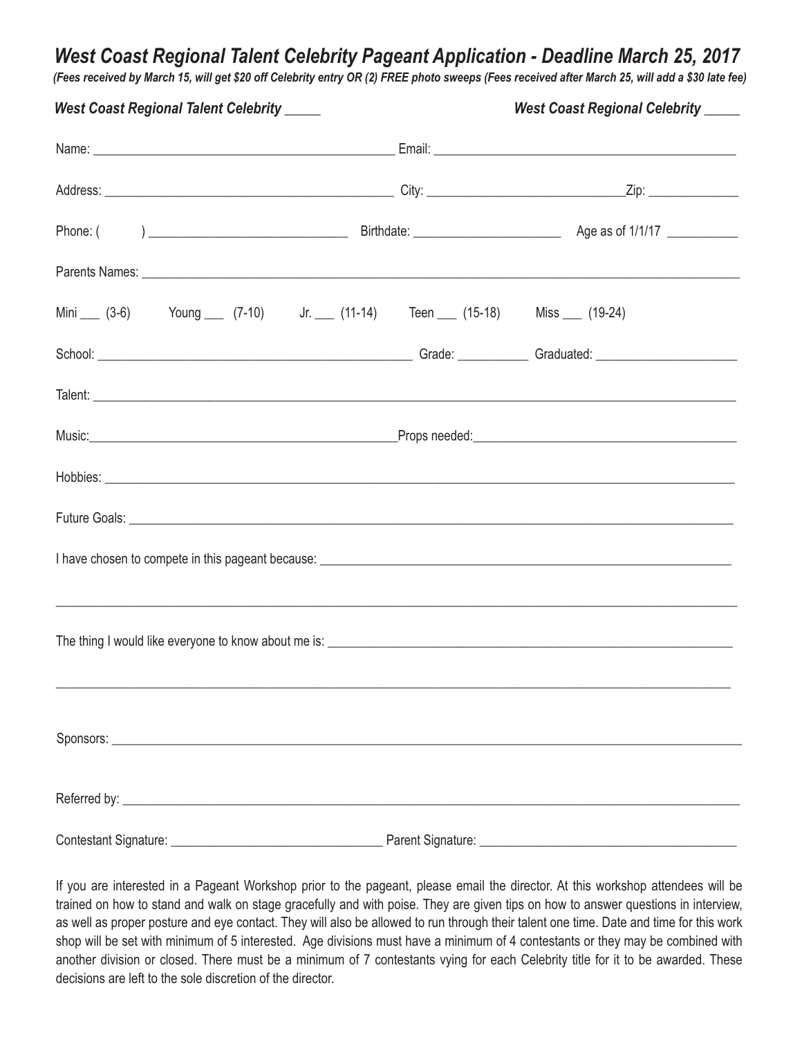## *West Coast Regional Talent Celebrity Pageant Application - Deadline March 25, 2017*

*(Fees received by March 15, will get $20 off Celebrity entry OR (2) FREE photo sweeps (Fees received after March 25, will add a $30 late fee)*

***West Coast Regional Talent Celebrity*** _____ ***West Coast Regional Celebrity*** _____

Name: _______________________________________________ Email: _______________________________________________

Address: _____________________________________________ City: _______________________________Zip: ______________

Phone: ( ) _____________________________ Birthdate: ______________________ Age as of 1/1/17 ___________

Parents Names: _________________________________________________________________________________________

Mini ___ (3-6) Young ___ (7-10) Jr. ___ (11-14) Teen ___ (15-18) Miss ___ (19-24)

School: ________________________________________________ Grade: ___________ Graduated: ______________________

Talent: _________________________________________________________________________________________________

Music:_________________________________________________Props needed:_________________________________________

Hobbies: _______________________________________________________________________________________________

Future Goals: ____________________________________________________________________________________________

I have chosen to compete in this pageant because: _________________________________________________________________

_______________________________________________________________________________________________________

The thing I would like everyone to know about me is: _______________________________________________________________

_______________________________________________________________________________________________________

Sponsors: _______________________________________________________________________________________________

Referred by: _____________________________________________________________________________________________

Contestant Signature: _______________________________ Parent Signature: _______________________________________

If you are interested in a Pageant Workshop prior to the pageant, please email the director. At this workshop attendees will be trained on how to stand and walk on stage gracefully and with poise. They are given tips on how to answer questions in interview, as well as proper posture and eye contact. They will also be allowed to run through their talent one time. Date and time for this work shop will be set with minimum of 5 interested. Age divisions must have a minimum of 4 contestants or they may be combined with another division or closed. There must be a minimum of 7 contestants vying for each Celebrity title for it to be awarded. These decisions are left to the sole discretion of the director.